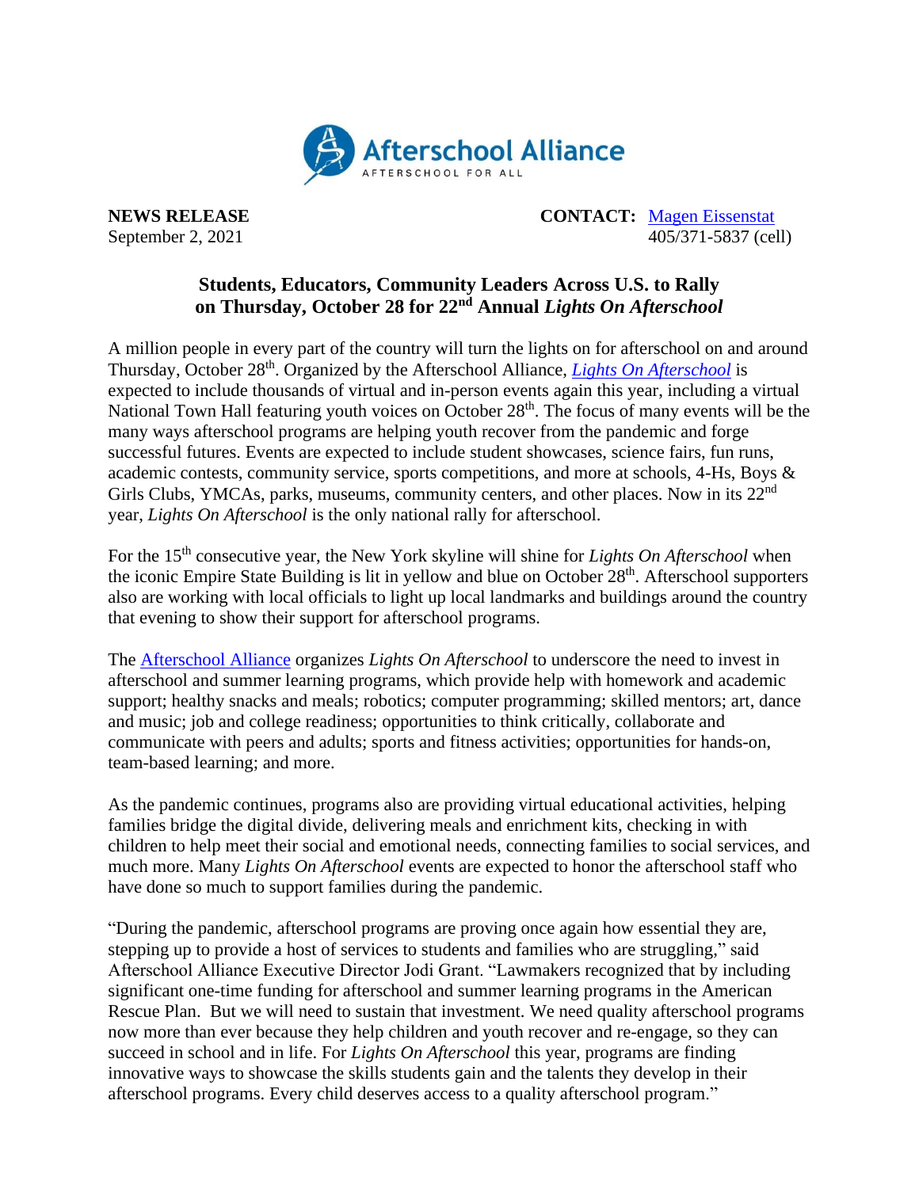Afterschool Alliance
AFTERSCHOOL FOR ALL

**NEWS RELEASE**
September 2, 2021

**CONTACT:** Magen Eissenstat
405/371-5837 (cell)

## Students, Educators, Community Leaders Across U.S. to Rally on Thursday, October 28 for 22nd Annual *Lights On Afterschool*

A million people in every part of the country will turn the lights on for afterschool on and around Thursday, October 28th. Organized by the Afterschool Alliance, *Lights On Afterschool* is expected to include thousands of virtual and in-person events again this year, including a virtual National Town Hall featuring youth voices on October 28th. The focus of many events will be the many ways afterschool programs are helping youth recover from the pandemic and forge successful futures. Events are expected to include student showcases, science fairs, fun runs, academic contests, community service, sports competitions, and more at schools, 4-Hs, Boys & Girls Clubs, YMCAs, parks, museums, community centers, and other places. Now in its 22nd year, *Lights On Afterschool* is the only national rally for afterschool.

For the 15th consecutive year, the New York skyline will shine for *Lights On Afterschool* when the iconic Empire State Building is lit in yellow and blue on October 28th. Afterschool supporters also are working with local officials to light up local landmarks and buildings around the country that evening to show their support for afterschool programs.

The Afterschool Alliance organizes *Lights On Afterschool* to underscore the need to invest in afterschool and summer learning programs, which provide help with homework and academic support; healthy snacks and meals; robotics; computer programming; skilled mentors; art, dance and music; job and college readiness; opportunities to think critically, collaborate and communicate with peers and adults; sports and fitness activities; opportunities for hands-on, team-based learning; and more.

As the pandemic continues, programs also are providing virtual educational activities, helping families bridge the digital divide, delivering meals and enrichment kits, checking in with children to help meet their social and emotional needs, connecting families to social services, and much more. Many *Lights On Afterschool* events are expected to honor the afterschool staff who have done so much to support families during the pandemic.

"During the pandemic, afterschool programs are proving once again how essential they are, stepping up to provide a host of services to students and families who are struggling," said Afterschool Alliance Executive Director Jodi Grant. "Lawmakers recognized that by including significant one-time funding for afterschool and summer learning programs in the American Rescue Plan. But we will need to sustain that investment. We need quality afterschool programs now more than ever because they help children and youth recover and re-engage, so they can succeed in school and in life. For *Lights On Afterschool* this year, programs are finding innovative ways to showcase the skills students gain and the talents they develop in their afterschool programs. Every child deserves access to a quality afterschool program."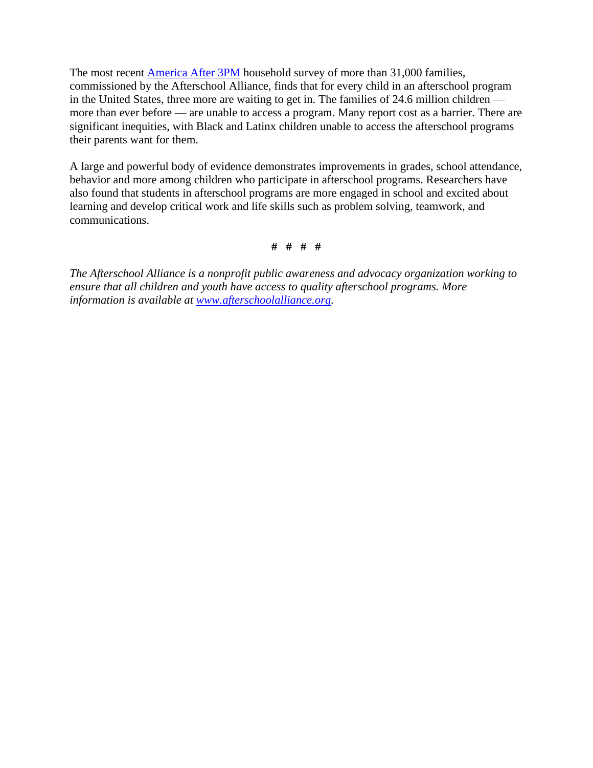The most recent America After 3PM household survey of more than 31,000 families, commissioned by the Afterschool Alliance, finds that for every child in an afterschool program in the United States, three more are waiting to get in. The families of 24.6 million children — more than ever before — are unable to access a program. Many report cost as a barrier. There are significant inequities, with Black and Latinx children unable to access the afterschool programs their parents want for them.

A large and powerful body of evidence demonstrates improvements in grades, school attendance, behavior and more among children who participate in afterschool programs. Researchers have also found that students in afterschool programs are more engaged in school and excited about learning and develop critical work and life skills such as problem solving, teamwork, and communications.

# # # #

*The Afterschool Alliance is a nonprofit public awareness and advocacy organization working to ensure that all children and youth have access to quality afterschool programs. More information is available at www.afterschoolalliance.org.*